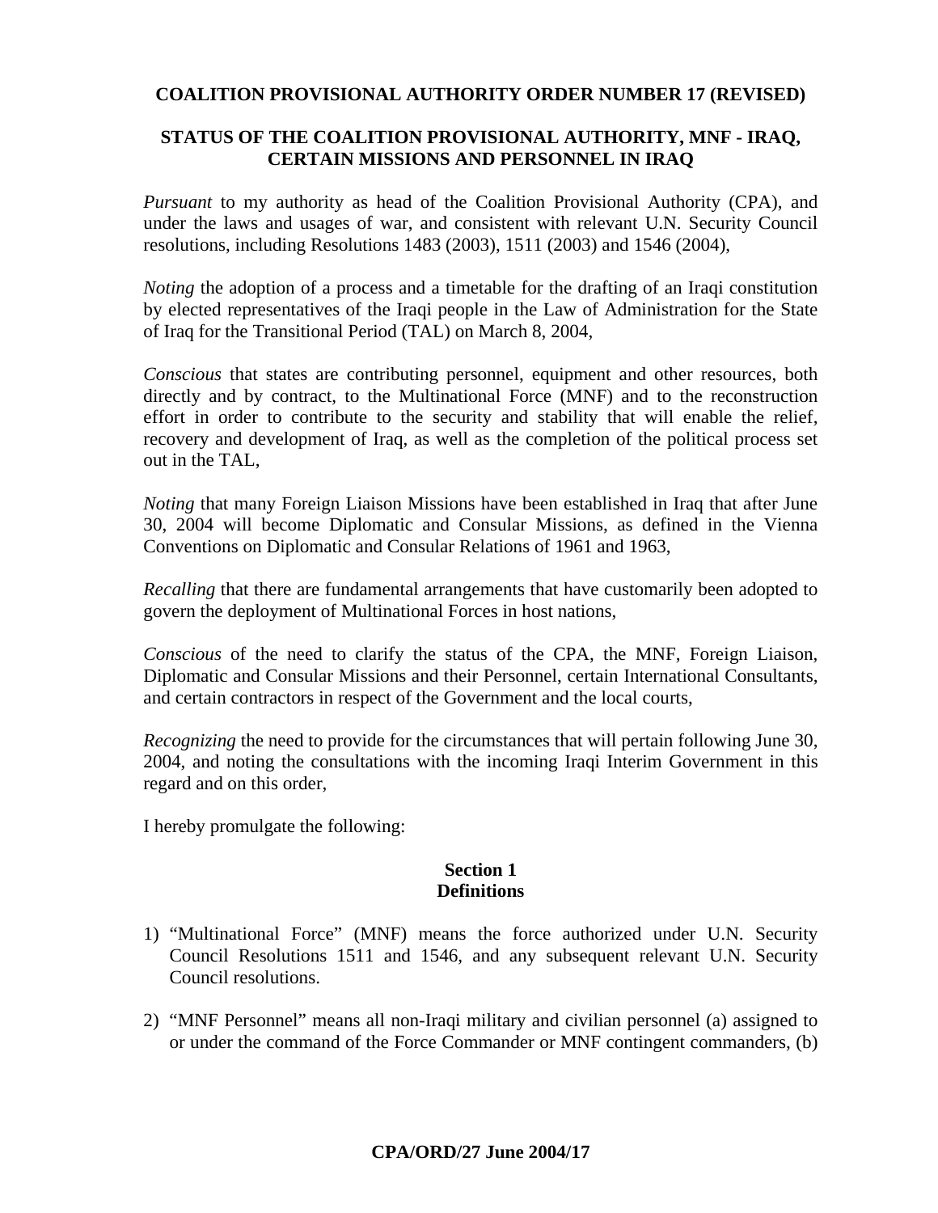**COALITION PROVISIONAL AUTHORITY ORDER NUMBER 17 (REVISED)**

**STATUS OF THE COALITION PROVISIONAL AUTHORITY, MNF - IRAQ, CERTAIN MISSIONS AND PERSONNEL IN IRAQ**

*Pursuant* to my authority as head of the Coalition Provisional Authority (CPA), and under the laws and usages of war, and consistent with relevant U.N. Security Council resolutions, including Resolutions 1483 (2003), 1511 (2003) and 1546 (2004),

*Noting* the adoption of a process and a timetable for the drafting of an Iraqi constitution by elected representatives of the Iraqi people in the Law of Administration for the State of Iraq for the Transitional Period (TAL) on March 8, 2004,

*Conscious* that states are contributing personnel, equipment and other resources, both directly and by contract, to the Multinational Force (MNF) and to the reconstruction effort in order to contribute to the security and stability that will enable the relief, recovery and development of Iraq, as well as the completion of the political process set out in the TAL,

*Noting* that many Foreign Liaison Missions have been established in Iraq that after June 30, 2004 will become Diplomatic and Consular Missions, as defined in the Vienna Conventions on Diplomatic and Consular Relations of 1961 and 1963,

*Recalling* that there are fundamental arrangements that have customarily been adopted to govern the deployment of Multinational Forces in host nations,

*Conscious* of the need to clarify the status of the CPA, the MNF, Foreign Liaison, Diplomatic and Consular Missions and their Personnel, certain International Consultants, and certain contractors in respect of the Government and the local courts,

*Recognizing* the need to provide for the circumstances that will pertain following June 30, 2004, and noting the consultations with the incoming Iraqi Interim Government in this regard and on this order,

I hereby promulgate the following:

**Section 1**
**Definitions**

1) "Multinational Force" (MNF) means the force authorized under U.N. Security Council Resolutions 1511 and 1546, and any subsequent relevant U.N. Security Council resolutions.

2) "MNF Personnel" means all non-Iraqi military and civilian personnel (a) assigned to or under the command of the Force Commander or MNF contingent commanders, (b)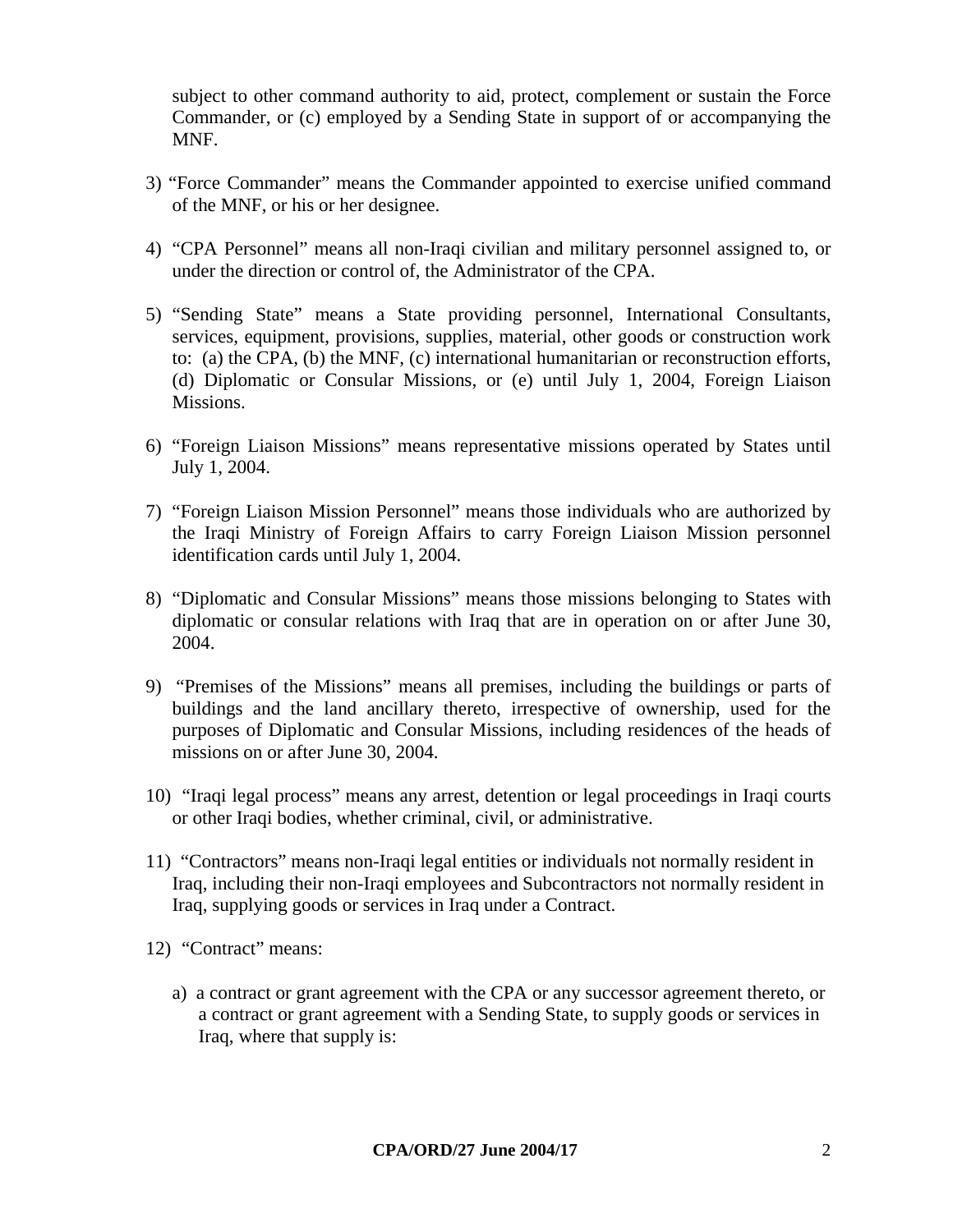subject to other command authority to aid, protect, complement or sustain the Force Commander, or (c) employed by a Sending State in support of or accompanying the MNF.

3) "Force Commander" means the Commander appointed to exercise unified command of the MNF, or his or her designee.

4) "CPA Personnel" means all non-Iraqi civilian and military personnel assigned to, or under the direction or control of, the Administrator of the CPA.

5) "Sending State" means a State providing personnel, International Consultants, services, equipment, provisions, supplies, material, other goods or construction work to: (a) the CPA, (b) the MNF, (c) international humanitarian or reconstruction efforts, (d) Diplomatic or Consular Missions, or (e) until July 1, 2004, Foreign Liaison Missions.

6) "Foreign Liaison Missions" means representative missions operated by States until July 1, 2004.

7) "Foreign Liaison Mission Personnel" means those individuals who are authorized by the Iraqi Ministry of Foreign Affairs to carry Foreign Liaison Mission personnel identification cards until July 1, 2004.

8) "Diplomatic and Consular Missions" means those missions belonging to States with diplomatic or consular relations with Iraq that are in operation on or after June 30, 2004.

9) "Premises of the Missions" means all premises, including the buildings or parts of buildings and the land ancillary thereto, irrespective of ownership, used for the purposes of Diplomatic and Consular Missions, including residences of the heads of missions on or after June 30, 2004.

10) "Iraqi legal process" means any arrest, detention or legal proceedings in Iraqi courts or other Iraqi bodies, whether criminal, civil, or administrative.

11) "Contractors" means non-Iraqi legal entities or individuals not normally resident in Iraq, including their non-Iraqi employees and Subcontractors not normally resident in Iraq, supplying goods or services in Iraq under a Contract.

12) "Contract" means:

   a) a contract or grant agreement with the CPA or any successor agreement thereto, or a contract or grant agreement with a Sending State, to supply goods or services in Iraq, where that supply is:

**CPA/ORD/27 June 2004/17**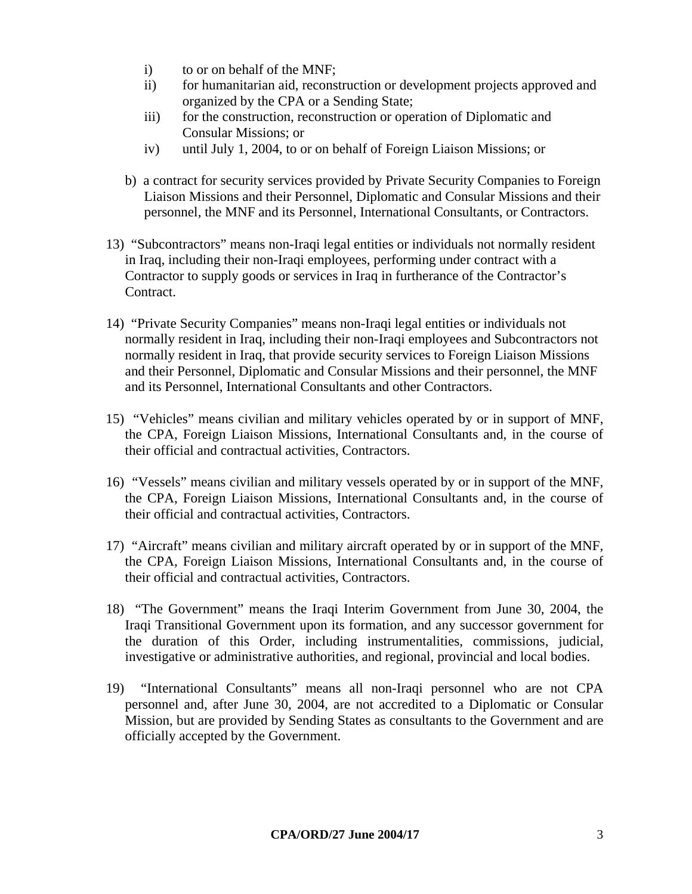i) to or on behalf of the MNF;
   ii) for humanitarian aid, reconstruction or development projects approved and organized by the CPA or a Sending State;
   iii) for the construction, reconstruction or operation of Diplomatic and Consular Missions; or
   iv) until July 1, 2004, to or on behalf of Foreign Liaison Missions; or

b) a contract for security services provided by Private Security Companies to Foreign Liaison Missions and their Personnel, Diplomatic and Consular Missions and their personnel, the MNF and its Personnel, International Consultants, or Contractors.

13) "Subcontractors" means non-Iraqi legal entities or individuals not normally resident in Iraq, including their non-Iraqi employees, performing under contract with a Contractor to supply goods or services in Iraq in furtherance of the Contractor's Contract.

14) "Private Security Companies" means non-Iraqi legal entities or individuals not normally resident in Iraq, including their non-Iraqi employees and Subcontractors not normally resident in Iraq, that provide security services to Foreign Liaison Missions and their Personnel, Diplomatic and Consular Missions and their personnel, the MNF and its Personnel, International Consultants and other Contractors.

15) "Vehicles" means civilian and military vehicles operated by or in support of MNF, the CPA, Foreign Liaison Missions, International Consultants and, in the course of their official and contractual activities, Contractors.

16) "Vessels" means civilian and military vessels operated by or in support of the MNF, the CPA, Foreign Liaison Missions, International Consultants and, in the course of their official and contractual activities, Contractors.

17) "Aircraft" means civilian and military aircraft operated by or in support of the MNF, the CPA, Foreign Liaison Missions, International Consultants and, in the course of their official and contractual activities, Contractors.

18) "The Government" means the Iraqi Interim Government from June 30, 2004, the Iraqi Transitional Government upon its formation, and any successor government for the duration of this Order, including instrumentalities, commissions, judicial, investigative or administrative authorities, and regional, provincial and local bodies.

19) "International Consultants" means all non-Iraqi personnel who are not CPA personnel and, after June 30, 2004, are not accredited to a Diplomatic or Consular Mission, but are provided by Sending States as consultants to the Government and are officially accepted by the Government.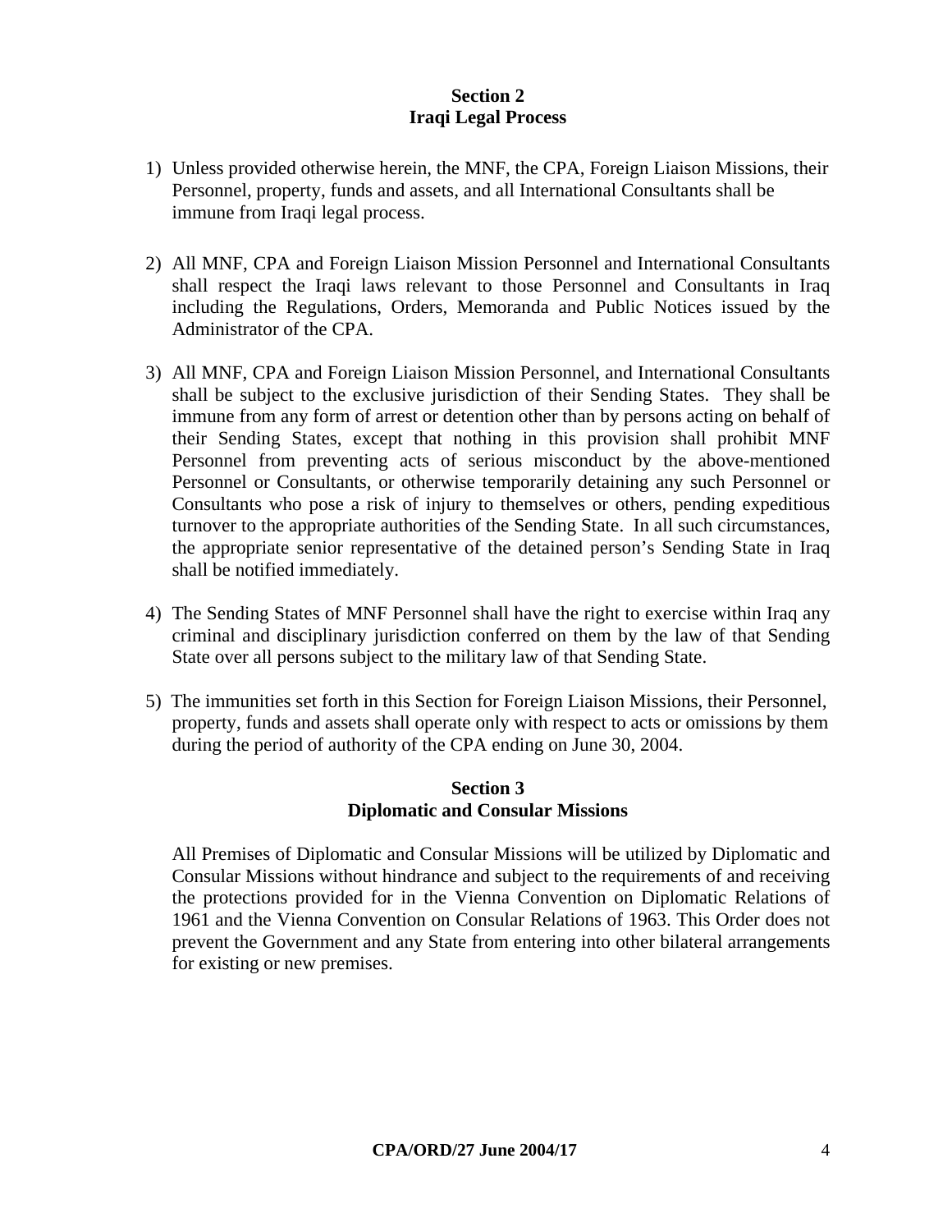## Section 2
## Iraqi Legal Process

1) Unless provided otherwise herein, the MNF, the CPA, Foreign Liaison Missions, their Personnel, property, funds and assets, and all International Consultants shall be immune from Iraqi legal process.

2) All MNF, CPA and Foreign Liaison Mission Personnel and International Consultants shall respect the Iraqi laws relevant to those Personnel and Consultants in Iraq including the Regulations, Orders, Memoranda and Public Notices issued by the Administrator of the CPA.

3) All MNF, CPA and Foreign Liaison Mission Personnel, and International Consultants shall be subject to the exclusive jurisdiction of their Sending States. They shall be immune from any form of arrest or detention other than by persons acting on behalf of their Sending States, except that nothing in this provision shall prohibit MNF Personnel from preventing acts of serious misconduct by the above-mentioned Personnel or Consultants, or otherwise temporarily detaining any such Personnel or Consultants who pose a risk of injury to themselves or others, pending expeditious turnover to the appropriate authorities of the Sending State. In all such circumstances, the appropriate senior representative of the detained person's Sending State in Iraq shall be notified immediately.

4) The Sending States of MNF Personnel shall have the right to exercise within Iraq any criminal and disciplinary jurisdiction conferred on them by the law of that Sending State over all persons subject to the military law of that Sending State.

5) The immunities set forth in this Section for Foreign Liaison Missions, their Personnel, property, funds and assets shall operate only with respect to acts or omissions by them during the period of authority of the CPA ending on June 30, 2004.

## Section 3
## Diplomatic and Consular Missions

All Premises of Diplomatic and Consular Missions will be utilized by Diplomatic and Consular Missions without hindrance and subject to the requirements of and receiving the protections provided for in the Vienna Convention on Diplomatic Relations of 1961 and the Vienna Convention on Consular Relations of 1963. This Order does not prevent the Government and any State from entering into other bilateral arrangements for existing or new premises.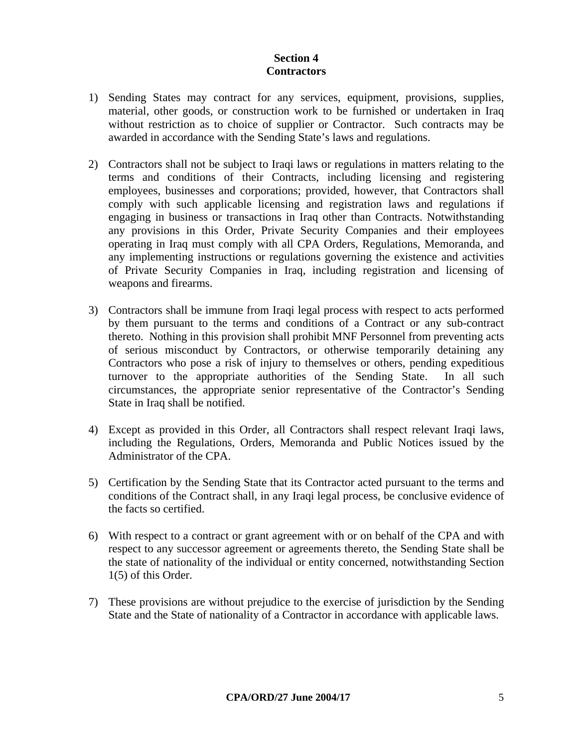## Section 4
## Contractors

1) Sending States may contract for any services, equipment, provisions, supplies, material, other goods, or construction work to be furnished or undertaken in Iraq without restriction as to choice of supplier or Contractor. Such contracts may be awarded in accordance with the Sending State's laws and regulations.

2) Contractors shall not be subject to Iraqi laws or regulations in matters relating to the terms and conditions of their Contracts, including licensing and registering employees, businesses and corporations; provided, however, that Contractors shall comply with such applicable licensing and registration laws and regulations if engaging in business or transactions in Iraq other than Contracts. Notwithstanding any provisions in this Order, Private Security Companies and their employees operating in Iraq must comply with all CPA Orders, Regulations, Memoranda, and any implementing instructions or regulations governing the existence and activities of Private Security Companies in Iraq, including registration and licensing of weapons and firearms.

3) Contractors shall be immune from Iraqi legal process with respect to acts performed by them pursuant to the terms and conditions of a Contract or any sub-contract thereto. Nothing in this provision shall prohibit MNF Personnel from preventing acts of serious misconduct by Contractors, or otherwise temporarily detaining any Contractors who pose a risk of injury to themselves or others, pending expeditious turnover to the appropriate authorities of the Sending State. In all such circumstances, the appropriate senior representative of the Contractor's Sending State in Iraq shall be notified.

4) Except as provided in this Order, all Contractors shall respect relevant Iraqi laws, including the Regulations, Orders, Memoranda and Public Notices issued by the Administrator of the CPA.

5) Certification by the Sending State that its Contractor acted pursuant to the terms and conditions of the Contract shall, in any Iraqi legal process, be conclusive evidence of the facts so certified.

6) With respect to a contract or grant agreement with or on behalf of the CPA and with respect to any successor agreement or agreements thereto, the Sending State shall be the state of nationality of the individual or entity concerned, notwithstanding Section 1(5) of this Order.

7) These provisions are without prejudice to the exercise of jurisdiction by the Sending State and the State of nationality of a Contractor in accordance with applicable laws.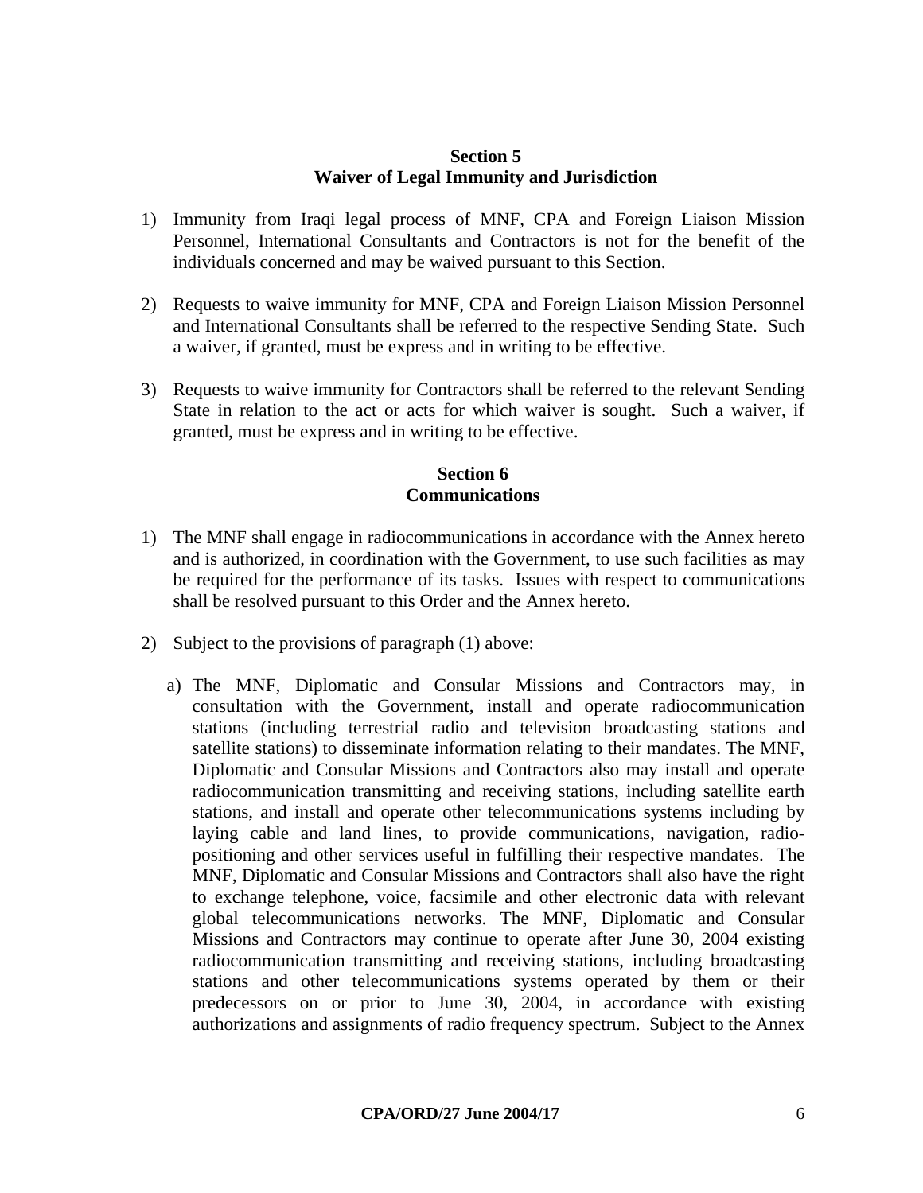**Section 5**
**Waiver of Legal Immunity and Jurisdiction**

1) Immunity from Iraqi legal process of MNF, CPA and Foreign Liaison Mission Personnel, International Consultants and Contractors is not for the benefit of the individuals concerned and may be waived pursuant to this Section.

2) Requests to waive immunity for MNF, CPA and Foreign Liaison Mission Personnel and International Consultants shall be referred to the respective Sending State. Such a waiver, if granted, must be express and in writing to be effective.

3) Requests to waive immunity for Contractors shall be referred to the relevant Sending State in relation to the act or acts for which waiver is sought. Such a waiver, if granted, must be express and in writing to be effective.

**Section 6**
**Communications**

1) The MNF shall engage in radiocommunications in accordance with the Annex hereto and is authorized, in coordination with the Government, to use such facilities as may be required for the performance of its tasks. Issues with respect to communications shall be resolved pursuant to this Order and the Annex hereto.

2) Subject to the provisions of paragraph (1) above:

   a) The MNF, Diplomatic and Consular Missions and Contractors may, in consultation with the Government, install and operate radiocommunication stations (including terrestrial radio and television broadcasting stations and satellite stations) to disseminate information relating to their mandates. The MNF, Diplomatic and Consular Missions and Contractors also may install and operate radiocommunication transmitting and receiving stations, including satellite earth stations, and install and operate other telecommunications systems including by laying cable and land lines, to provide communications, navigation, radio-positioning and other services useful in fulfilling their respective mandates. The MNF, Diplomatic and Consular Missions and Contractors shall also have the right to exchange telephone, voice, facsimile and other electronic data with relevant global telecommunications networks. The MNF, Diplomatic and Consular Missions and Contractors may continue to operate after June 30, 2004 existing radiocommunication transmitting and receiving stations, including broadcasting stations and other telecommunications systems operated by them or their predecessors on or prior to June 30, 2004, in accordance with existing authorizations and assignments of radio frequency spectrum. Subject to the Annex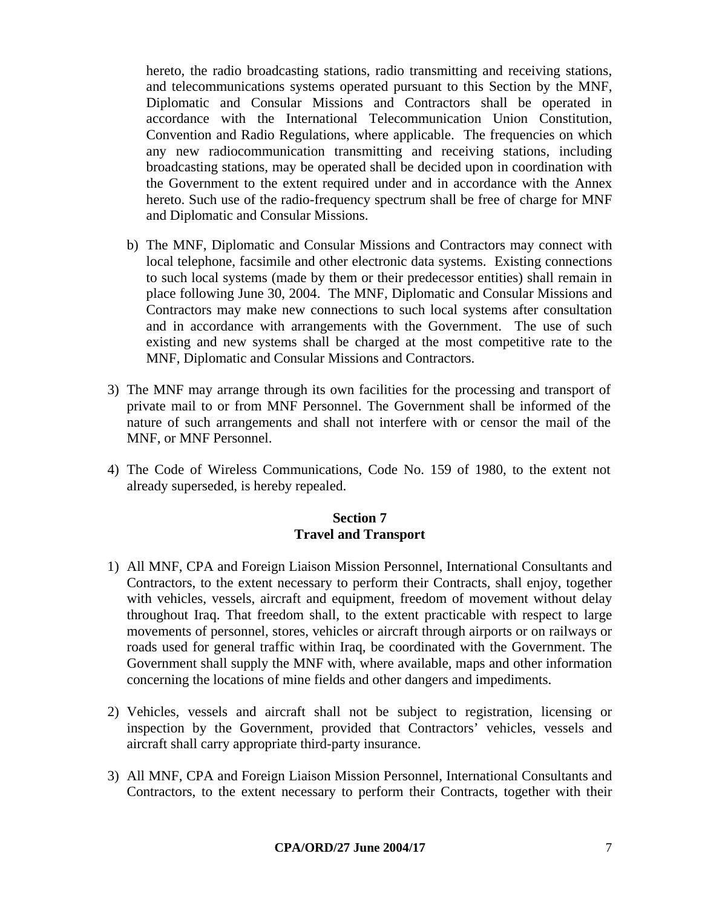hereto, the radio broadcasting stations, radio transmitting and receiving stations, and telecommunications systems operated pursuant to this Section by the MNF, Diplomatic and Consular Missions and Contractors shall be operated in accordance with the International Telecommunication Union Constitution, Convention and Radio Regulations, where applicable. The frequencies on which any new radiocommunication transmitting and receiving stations, including broadcasting stations, may be operated shall be decided upon in coordination with the Government to the extent required under and in accordance with the Annex hereto. Such use of the radio-frequency spectrum shall be free of charge for MNF and Diplomatic and Consular Missions.

b) The MNF, Diplomatic and Consular Missions and Contractors may connect with local telephone, facsimile and other electronic data systems. Existing connections to such local systems (made by them or their predecessor entities) shall remain in place following June 30, 2004. The MNF, Diplomatic and Consular Missions and Contractors may make new connections to such local systems after consultation and in accordance with arrangements with the Government. The use of such existing and new systems shall be charged at the most competitive rate to the MNF, Diplomatic and Consular Missions and Contractors.

3) The MNF may arrange through its own facilities for the processing and transport of private mail to or from MNF Personnel. The Government shall be informed of the nature of such arrangements and shall not interfere with or censor the mail of the MNF, or MNF Personnel.

4) The Code of Wireless Communications, Code No. 159 of 1980, to the extent not already superseded, is hereby repealed.

## Section 7
## Travel and Transport

1) All MNF, CPA and Foreign Liaison Mission Personnel, International Consultants and Contractors, to the extent necessary to perform their Contracts, shall enjoy, together with vehicles, vessels, aircraft and equipment, freedom of movement without delay throughout Iraq. That freedom shall, to the extent practicable with respect to large movements of personnel, stores, vehicles or aircraft through airports or on railways or roads used for general traffic within Iraq, be coordinated with the Government. The Government shall supply the MNF with, where available, maps and other information concerning the locations of mine fields and other dangers and impediments.

2) Vehicles, vessels and aircraft shall not be subject to registration, licensing or inspection by the Government, provided that Contractors' vehicles, vessels and aircraft shall carry appropriate third-party insurance.

3) All MNF, CPA and Foreign Liaison Mission Personnel, International Consultants and Contractors, to the extent necessary to perform their Contracts, together with their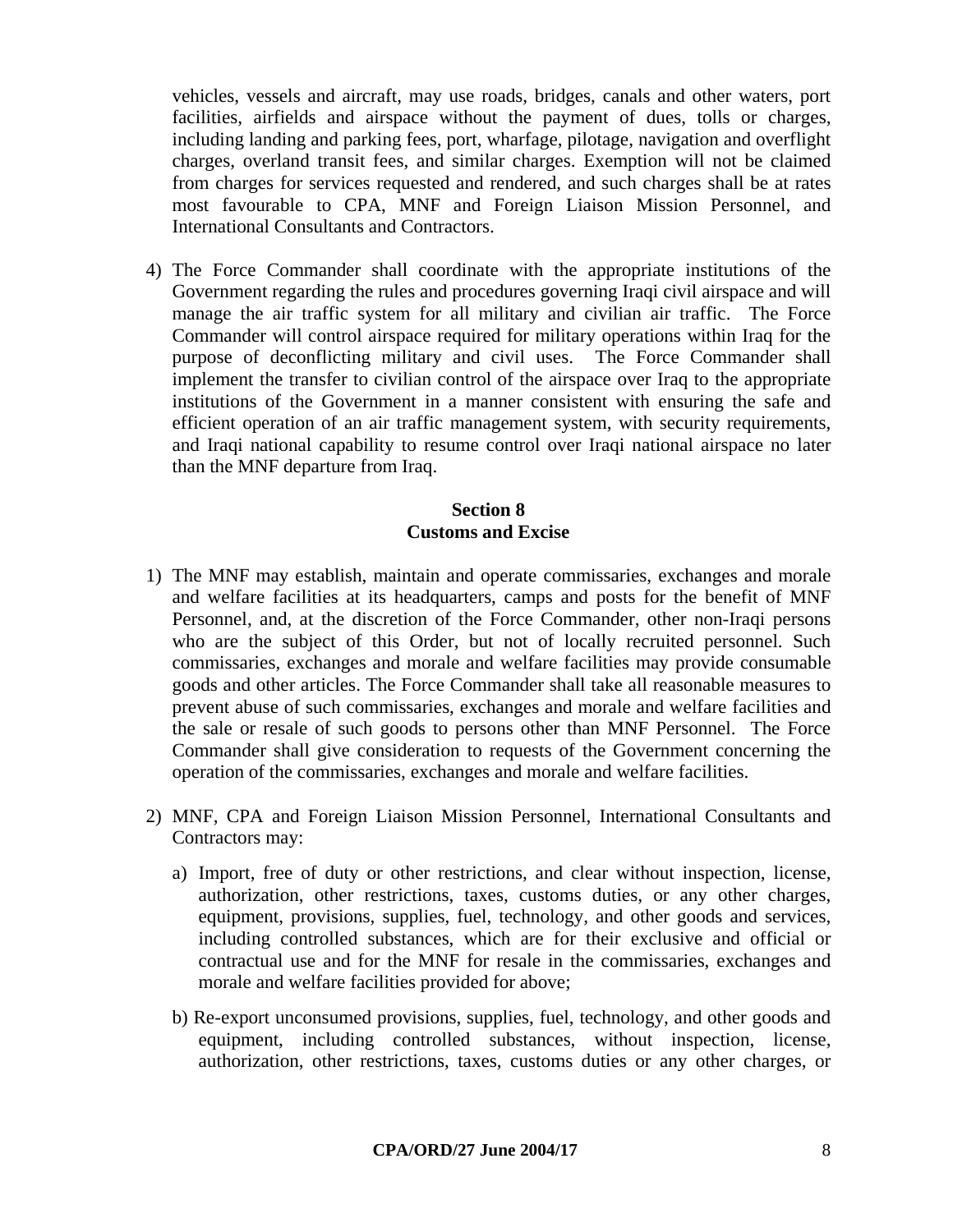vehicles, vessels and aircraft, may use roads, bridges, canals and other waters, port facilities, airfields and airspace without the payment of dues, tolls or charges, including landing and parking fees, port, wharfage, pilotage, navigation and overflight charges, overland transit fees, and similar charges. Exemption will not be claimed from charges for services requested and rendered, and such charges shall be at rates most favourable to CPA, MNF and Foreign Liaison Mission Personnel, and International Consultants and Contractors.

4) The Force Commander shall coordinate with the appropriate institutions of the Government regarding the rules and procedures governing Iraqi civil airspace and will manage the air traffic system for all military and civilian air traffic. The Force Commander will control airspace required for military operations within Iraq for the purpose of deconflicting military and civil uses. The Force Commander shall implement the transfer to civilian control of the airspace over Iraq to the appropriate institutions of the Government in a manner consistent with ensuring the safe and efficient operation of an air traffic management system, with security requirements, and Iraqi national capability to resume control over Iraqi national airspace no later than the MNF departure from Iraq.

**Section 8**
**Customs and Excise**

1) The MNF may establish, maintain and operate commissaries, exchanges and morale and welfare facilities at its headquarters, camps and posts for the benefit of MNF Personnel, and, at the discretion of the Force Commander, other non-Iraqi persons who are the subject of this Order, but not of locally recruited personnel. Such commissaries, exchanges and morale and welfare facilities may provide consumable goods and other articles. The Force Commander shall take all reasonable measures to prevent abuse of such commissaries, exchanges and morale and welfare facilities and the sale or resale of such goods to persons other than MNF Personnel. The Force Commander shall give consideration to requests of the Government concerning the operation of the commissaries, exchanges and morale and welfare facilities.

2) MNF, CPA and Foreign Liaison Mission Personnel, International Consultants and Contractors may:

   a) Import, free of duty or other restrictions, and clear without inspection, license, authorization, other restrictions, taxes, customs duties, or any other charges, equipment, provisions, supplies, fuel, technology, and other goods and services, including controlled substances, which are for their exclusive and official or contractual use and for the MNF for resale in the commissaries, exchanges and morale and welfare facilities provided for above;

   b) Re-export unconsumed provisions, supplies, fuel, technology, and other goods and equipment, including controlled substances, without inspection, license, authorization, other restrictions, taxes, customs duties or any other charges, or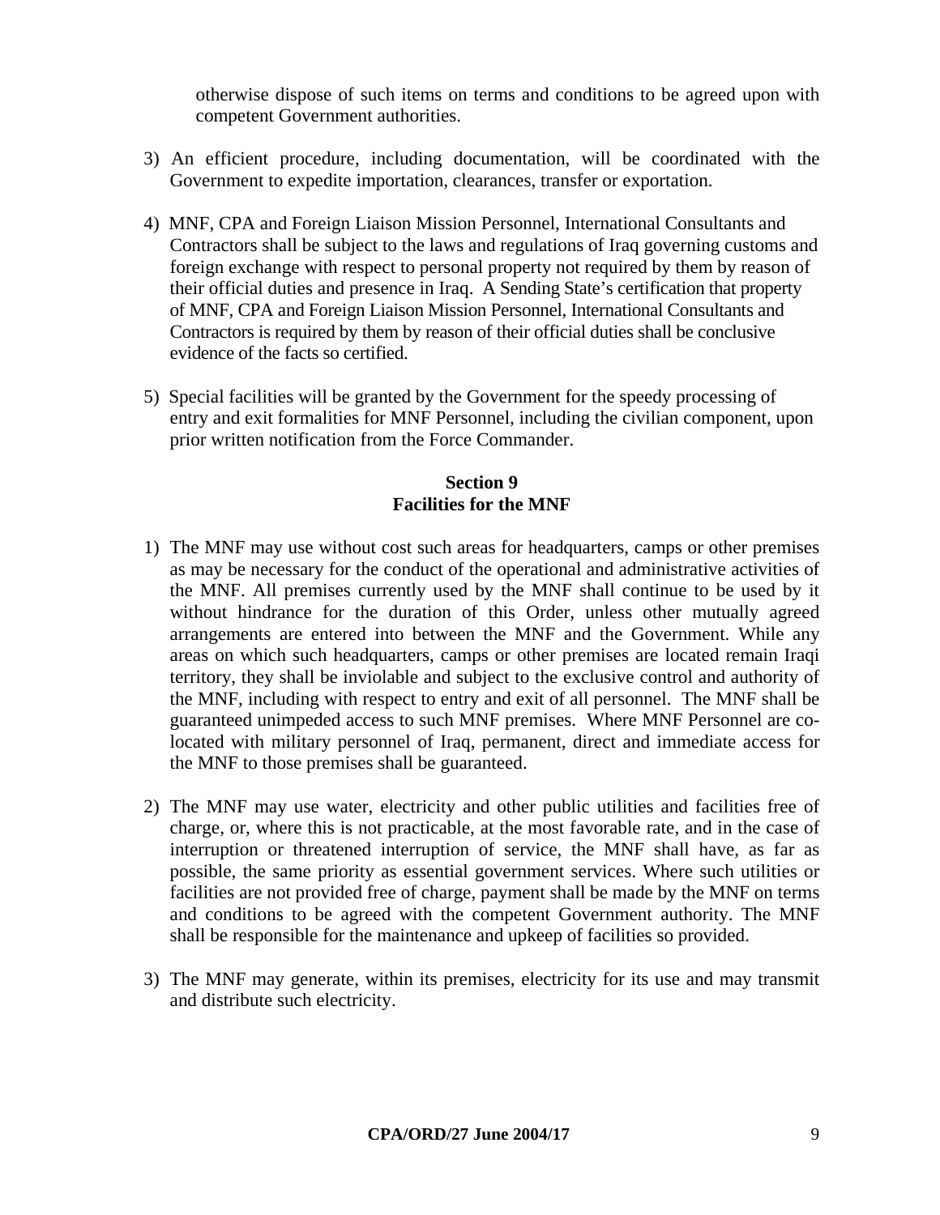otherwise dispose of such items on terms and conditions to be agreed upon with competent Government authorities.

3) An efficient procedure, including documentation, will be coordinated with the Government to expedite importation, clearances, transfer or exportation.

4) MNF, CPA and Foreign Liaison Mission Personnel, International Consultants and Contractors shall be subject to the laws and regulations of Iraq governing customs and foreign exchange with respect to personal property not required by them by reason of their official duties and presence in Iraq. A Sending State's certification that property of MNF, CPA and Foreign Liaison Mission Personnel, International Consultants and Contractors is required by them by reason of their official duties shall be conclusive evidence of the facts so certified.

5) Special facilities will be granted by the Government for the speedy processing of entry and exit formalities for MNF Personnel, including the civilian component, upon prior written notification from the Force Commander.

## Section 9
## Facilities for the MNF

1) The MNF may use without cost such areas for headquarters, camps or other premises as may be necessary for the conduct of the operational and administrative activities of the MNF. All premises currently used by the MNF shall continue to be used by it without hindrance for the duration of this Order, unless other mutually agreed arrangements are entered into between the MNF and the Government. While any areas on which such headquarters, camps or other premises are located remain Iraqi territory, they shall be inviolable and subject to the exclusive control and authority of the MNF, including with respect to entry and exit of all personnel. The MNF shall be guaranteed unimpeded access to such MNF premises. Where MNF Personnel are co-located with military personnel of Iraq, permanent, direct and immediate access for the MNF to those premises shall be guaranteed.

2) The MNF may use water, electricity and other public utilities and facilities free of charge, or, where this is not practicable, at the most favorable rate, and in the case of interruption or threatened interruption of service, the MNF shall have, as far as possible, the same priority as essential government services. Where such utilities or facilities are not provided free of charge, payment shall be made by the MNF on terms and conditions to be agreed with the competent Government authority. The MNF shall be responsible for the maintenance and upkeep of facilities so provided.

3) The MNF may generate, within its premises, electricity for its use and may transmit and distribute such electricity.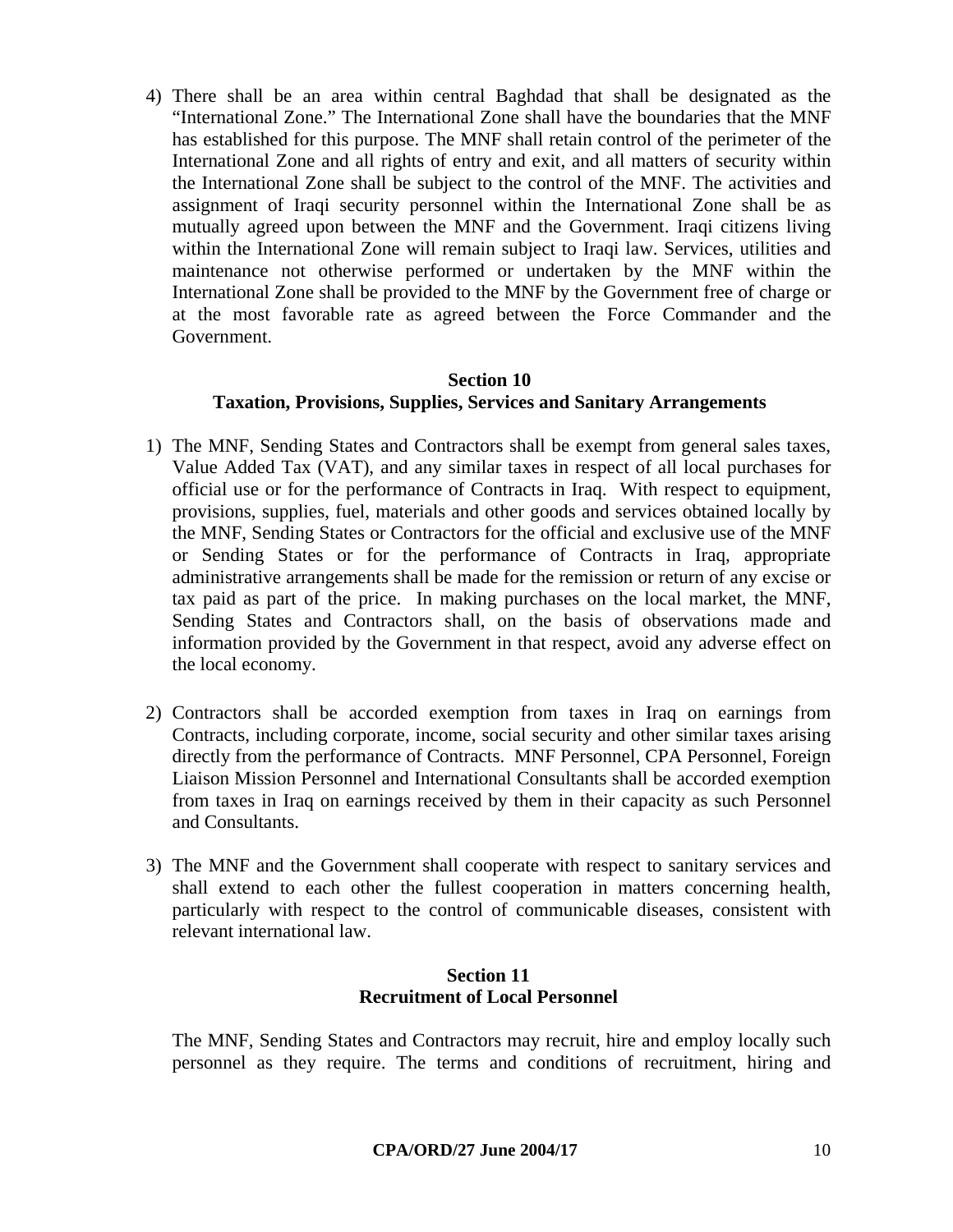4) There shall be an area within central Baghdad that shall be designated as the "International Zone." The International Zone shall have the boundaries that the MNF has established for this purpose. The MNF shall retain control of the perimeter of the International Zone and all rights of entry and exit, and all matters of security within the International Zone shall be subject to the control of the MNF. The activities and assignment of Iraqi security personnel within the International Zone shall be as mutually agreed upon between the MNF and the Government. Iraqi citizens living within the International Zone will remain subject to Iraqi law. Services, utilities and maintenance not otherwise performed or undertaken by the MNF within the International Zone shall be provided to the MNF by the Government free of charge or at the most favorable rate as agreed between the Force Commander and the Government.

## Section 10
## Taxation, Provisions, Supplies, Services and Sanitary Arrangements

1) The MNF, Sending States and Contractors shall be exempt from general sales taxes, Value Added Tax (VAT), and any similar taxes in respect of all local purchases for official use or for the performance of Contracts in Iraq. With respect to equipment, provisions, supplies, fuel, materials and other goods and services obtained locally by the MNF, Sending States or Contractors for the official and exclusive use of the MNF or Sending States or for the performance of Contracts in Iraq, appropriate administrative arrangements shall be made for the remission or return of any excise or tax paid as part of the price. In making purchases on the local market, the MNF, Sending States and Contractors shall, on the basis of observations made and information provided by the Government in that respect, avoid any adverse effect on the local economy.

2) Contractors shall be accorded exemption from taxes in Iraq on earnings from Contracts, including corporate, income, social security and other similar taxes arising directly from the performance of Contracts. MNF Personnel, CPA Personnel, Foreign Liaison Mission Personnel and International Consultants shall be accorded exemption from taxes in Iraq on earnings received by them in their capacity as such Personnel and Consultants.

3) The MNF and the Government shall cooperate with respect to sanitary services and shall extend to each other the fullest cooperation in matters concerning health, particularly with respect to the control of communicable diseases, consistent with relevant international law.

## Section 11
## Recruitment of Local Personnel

The MNF, Sending States and Contractors may recruit, hire and employ locally such personnel as they require. The terms and conditions of recruitment, hiring and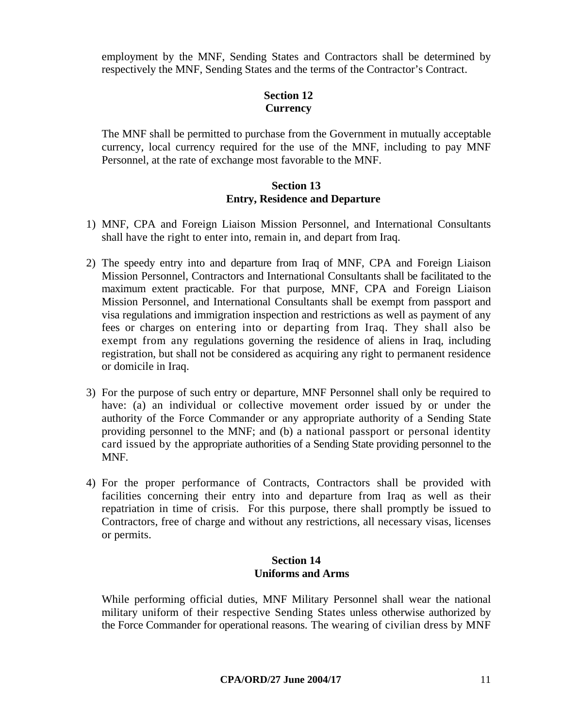employment by the MNF, Sending States and Contractors shall be determined by respectively the MNF, Sending States and the terms of the Contractor's Contract.

## Section 12
## Currency

The MNF shall be permitted to purchase from the Government in mutually acceptable currency, local currency required for the use of the MNF, including to pay MNF Personnel, at the rate of exchange most favorable to the MNF.

## Section 13
## Entry, Residence and Departure

1) MNF, CPA and Foreign Liaison Mission Personnel, and International Consultants shall have the right to enter into, remain in, and depart from Iraq.

2) The speedy entry into and departure from Iraq of MNF, CPA and Foreign Liaison Mission Personnel, Contractors and International Consultants shall be facilitated to the maximum extent practicable. For that purpose, MNF, CPA and Foreign Liaison Mission Personnel, and International Consultants shall be exempt from passport and visa regulations and immigration inspection and restrictions as well as payment of any fees or charges on entering into or departing from Iraq. They shall also be exempt from any regulations governing the residence of aliens in Iraq, including registration, but shall not be considered as acquiring any right to permanent residence or domicile in Iraq.

3) For the purpose of such entry or departure, MNF Personnel shall only be required to have: (a) an individual or collective movement order issued by or under the authority of the Force Commander or any appropriate authority of a Sending State providing personnel to the MNF; and (b) a national passport or personal identity card issued by the appropriate authorities of a Sending State providing personnel to the MNF.

4) For the proper performance of Contracts, Contractors shall be provided with facilities concerning their entry into and departure from Iraq as well as their repatriation in time of crisis. For this purpose, there shall promptly be issued to Contractors, free of charge and without any restrictions, all necessary visas, licenses or permits.

## Section 14
## Uniforms and Arms

While performing official duties, MNF Military Personnel shall wear the national military uniform of their respective Sending States unless otherwise authorized by the Force Commander for operational reasons. The wearing of civilian dress by MNF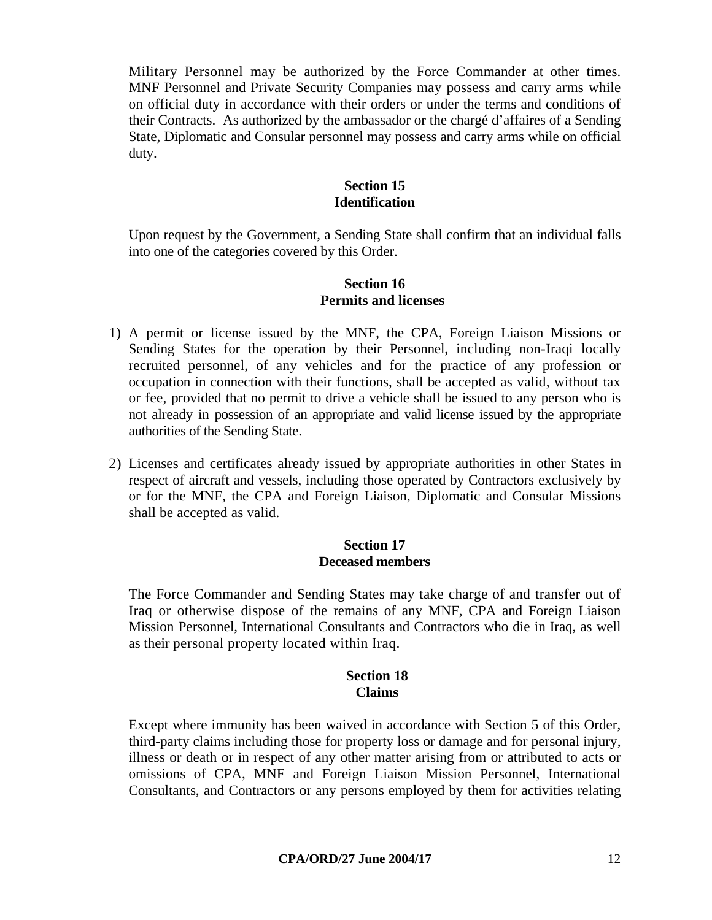Military Personnel may be authorized by the Force Commander at other times. MNF Personnel and Private Security Companies may possess and carry arms while on official duty in accordance with their orders or under the terms and conditions of their Contracts. As authorized by the ambassador or the chargé d'affaires of a Sending State, Diplomatic and Consular personnel may possess and carry arms while on official duty.

**Section 15**
**Identification**

Upon request by the Government, a Sending State shall confirm that an individual falls into one of the categories covered by this Order.

**Section 16**
**Permits and licenses**

1) A permit or license issued by the MNF, the CPA, Foreign Liaison Missions or Sending States for the operation by their Personnel, including non-Iraqi locally recruited personnel, of any vehicles and for the practice of any profession or occupation in connection with their functions, shall be accepted as valid, without tax or fee, provided that no permit to drive a vehicle shall be issued to any person who is not already in possession of an appropriate and valid license issued by the appropriate authorities of the Sending State.

2) Licenses and certificates already issued by appropriate authorities in other States in respect of aircraft and vessels, including those operated by Contractors exclusively by or for the MNF, the CPA and Foreign Liaison, Diplomatic and Consular Missions shall be accepted as valid.

**Section 17**
**Deceased members**

The Force Commander and Sending States may take charge of and transfer out of Iraq or otherwise dispose of the remains of any MNF, CPA and Foreign Liaison Mission Personnel, International Consultants and Contractors who die in Iraq, as well as their personal property located within Iraq.

**Section 18**
**Claims**

Except where immunity has been waived in accordance with Section 5 of this Order, third-party claims including those for property loss or damage and for personal injury, illness or death or in respect of any other matter arising from or attributed to acts or omissions of CPA, MNF and Foreign Liaison Mission Personnel, International Consultants, and Contractors or any persons employed by them for activities relating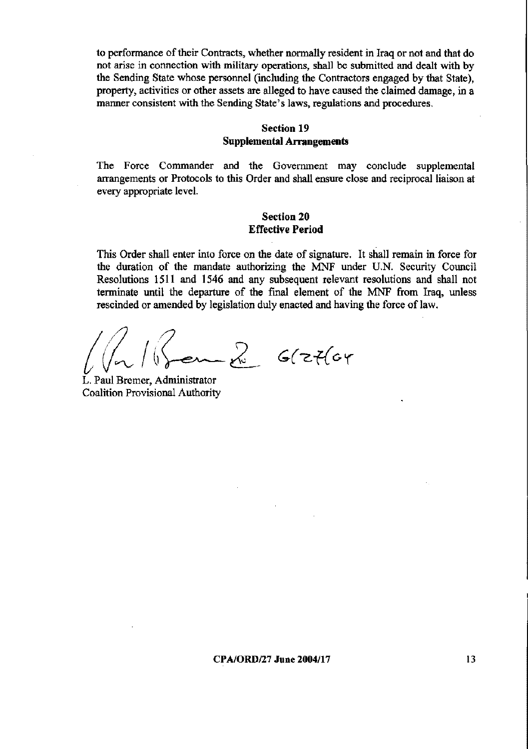to performance of their Contracts, whether normally resident in Iraq or not and that do not arise in connection with military operations, shall be submitted and dealt with by the Sending State whose personnel (including the Contractors engaged by that State), property, activities or other assets are alleged to have caused the claimed damage, in a manner consistent with the Sending State's laws, regulations and procedures.

## Section 19
## Supplemental Arrangements

The Force Commander and the Government may conclude supplemental arrangements or Protocols to this Order and shall ensure close and reciprocal liaison at every appropriate level.

## Section 20
## Effective Period

This Order shall enter into force on the date of signature. It shall remain in force for the duration of the mandate authorizing the MNF under U.N. Security Council Resolutions 1511 and 1546 and any subsequent relevant resolutions and shall not terminate until the departure of the final element of the MNF from Iraq, unless rescinded or amended by legislation duly enacted and having the force of law.

6/27/04

L. Paul Bremer, Administrator
Coalition Provisional Authority

CPA/ORD/27 June 2004/17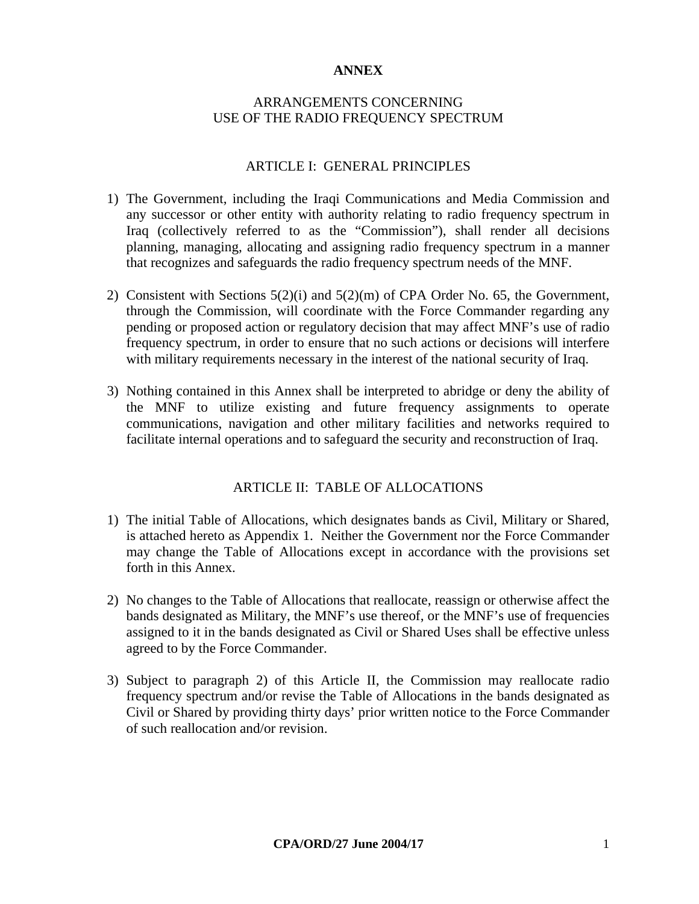# ANNEX

## ARRANGEMENTS CONCERNING USE OF THE RADIO FREQUENCY SPECTRUM

### ARTICLE I: GENERAL PRINCIPLES

1) The Government, including the Iraqi Communications and Media Commission and any successor or other entity with authority relating to radio frequency spectrum in Iraq (collectively referred to as the "Commission"), shall render all decisions planning, managing, allocating and assigning radio frequency spectrum in a manner that recognizes and safeguards the radio frequency spectrum needs of the MNF.

2) Consistent with Sections 5(2)(i) and 5(2)(m) of CPA Order No. 65, the Government, through the Commission, will coordinate with the Force Commander regarding any pending or proposed action or regulatory decision that may affect MNF's use of radio frequency spectrum, in order to ensure that no such actions or decisions will interfere with military requirements necessary in the interest of the national security of Iraq.

3) Nothing contained in this Annex shall be interpreted to abridge or deny the ability of the MNF to utilize existing and future frequency assignments to operate communications, navigation and other military facilities and networks required to facilitate internal operations and to safeguard the security and reconstruction of Iraq.

### ARTICLE II: TABLE OF ALLOCATIONS

1) The initial Table of Allocations, which designates bands as Civil, Military or Shared, is attached hereto as Appendix 1. Neither the Government nor the Force Commander may change the Table of Allocations except in accordance with the provisions set forth in this Annex.

2) No changes to the Table of Allocations that reallocate, reassign or otherwise affect the bands designated as Military, the MNF's use thereof, or the MNF's use of frequencies assigned to it in the bands designated as Civil or Shared Uses shall be effective unless agreed to by the Force Commander.

3) Subject to paragraph 2) of this Article II, the Commission may reallocate radio frequency spectrum and/or revise the Table of Allocations in the bands designated as Civil or Shared by providing thirty days' prior written notice to the Force Commander of such reallocation and/or revision.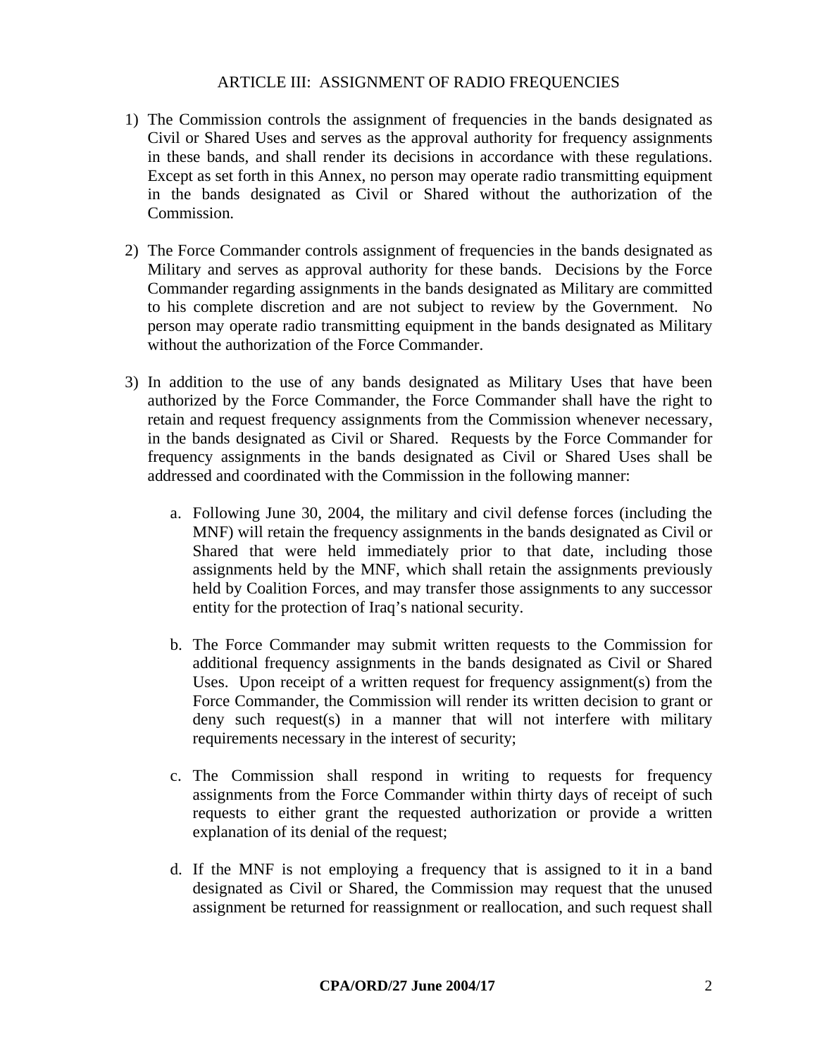## ARTICLE III: ASSIGNMENT OF RADIO FREQUENCIES

1) The Commission controls the assignment of frequencies in the bands designated as Civil or Shared Uses and serves as the approval authority for frequency assignments in these bands, and shall render its decisions in accordance with these regulations. Except as set forth in this Annex, no person may operate radio transmitting equipment in the bands designated as Civil or Shared without the authorization of the Commission.

2) The Force Commander controls assignment of frequencies in the bands designated as Military and serves as approval authority for these bands. Decisions by the Force Commander regarding assignments in the bands designated as Military are committed to his complete discretion and are not subject to review by the Government. No person may operate radio transmitting equipment in the bands designated as Military without the authorization of the Force Commander.

3) In addition to the use of any bands designated as Military Uses that have been authorized by the Force Commander, the Force Commander shall have the right to retain and request frequency assignments from the Commission whenever necessary, in the bands designated as Civil or Shared. Requests by the Force Commander for frequency assignments in the bands designated as Civil or Shared Uses shall be addressed and coordinated with the Commission in the following manner:

    a. Following June 30, 2004, the military and civil defense forces (including the MNF) will retain the frequency assignments in the bands designated as Civil or Shared that were held immediately prior to that date, including those assignments held by the MNF, which shall retain the assignments previously held by Coalition Forces, and may transfer those assignments to any successor entity for the protection of Iraq's national security.

    b. The Force Commander may submit written requests to the Commission for additional frequency assignments in the bands designated as Civil or Shared Uses. Upon receipt of a written request for frequency assignment(s) from the Force Commander, the Commission will render its written decision to grant or deny such request(s) in a manner that will not interfere with military requirements necessary in the interest of security;

    c. The Commission shall respond in writing to requests for frequency assignments from the Force Commander within thirty days of receipt of such requests to either grant the requested authorization or provide a written explanation of its denial of the request;

    d. If the MNF is not employing a frequency that is assigned to it in a band designated as Civil or Shared, the Commission may request that the unused assignment be returned for reassignment or reallocation, and such request shall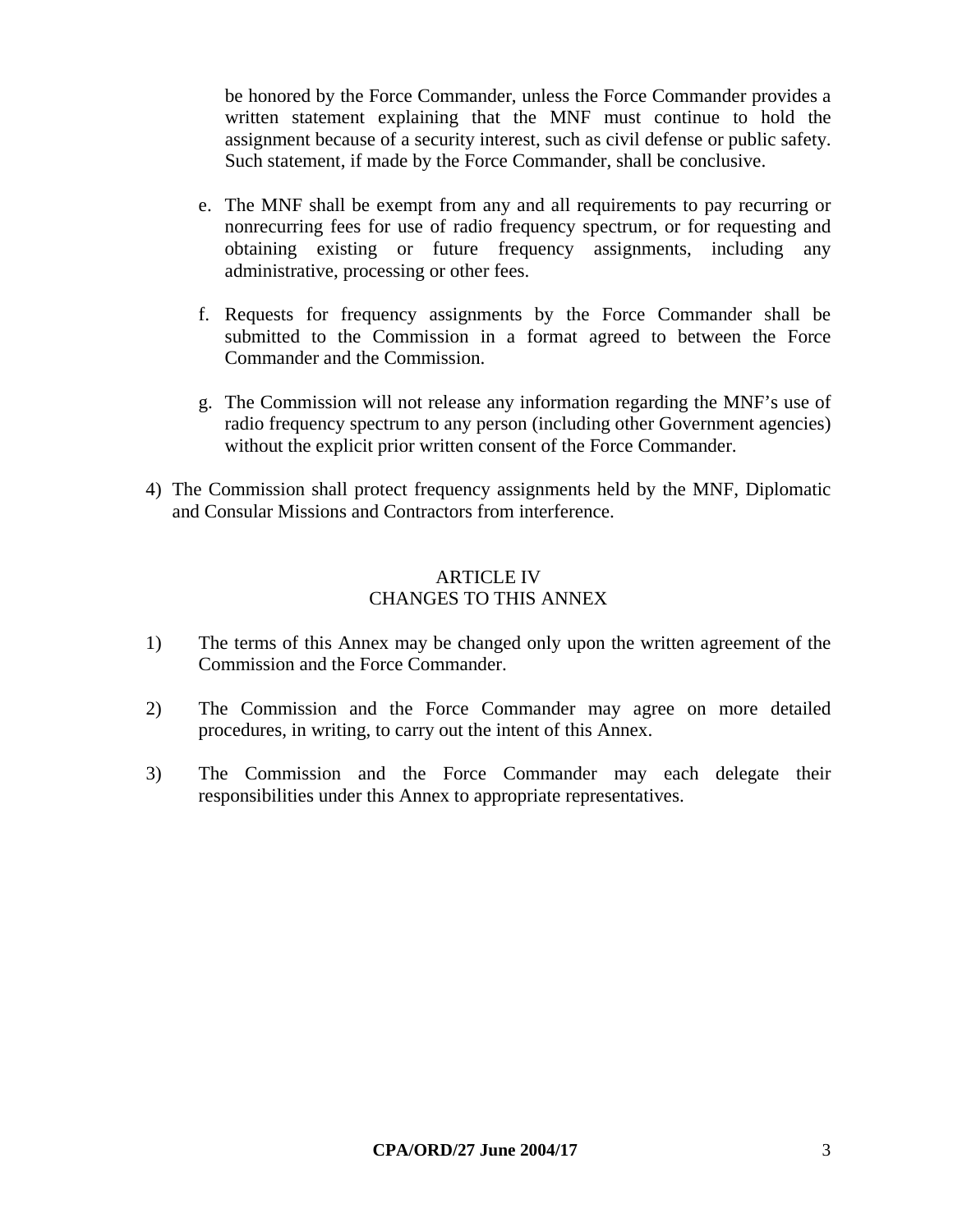be honored by the Force Commander, unless the Force Commander provides a written statement explaining that the MNF must continue to hold the assignment because of a security interest, such as civil defense or public safety. Such statement, if made by the Force Commander, shall be conclusive.

e. The MNF shall be exempt from any and all requirements to pay recurring or nonrecurring fees for use of radio frequency spectrum, or for requesting and obtaining existing or future frequency assignments, including any administrative, processing or other fees.

f. Requests for frequency assignments by the Force Commander shall be submitted to the Commission in a format agreed to between the Force Commander and the Commission.

g. The Commission will not release any information regarding the MNF's use of radio frequency spectrum to any person (including other Government agencies) without the explicit prior written consent of the Force Commander.

4) The Commission shall protect frequency assignments held by the MNF, Diplomatic and Consular Missions and Contractors from interference.

## ARTICLE IV
## CHANGES TO THIS ANNEX

1) The terms of this Annex may be changed only upon the written agreement of the Commission and the Force Commander.

2) The Commission and the Force Commander may agree on more detailed procedures, in writing, to carry out the intent of this Annex.

3) The Commission and the Force Commander may each delegate their responsibilities under this Annex to appropriate representatives.